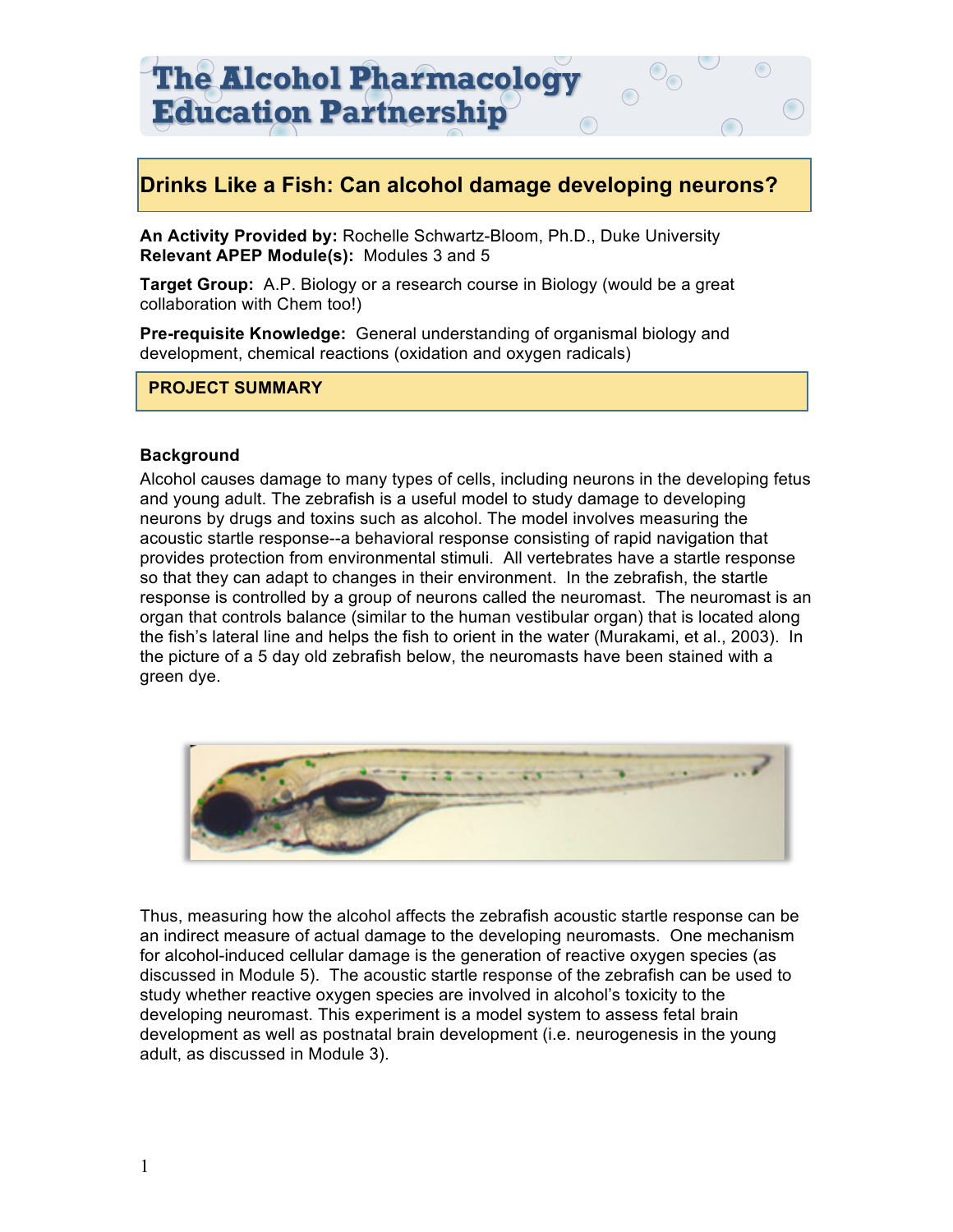# The Alcohol Pharmacology Education Partnership

## Drinks Like a Fish: Can alcohol damage developing neurons?

**An Activity Provided by:** Rochelle Schwartz-Bloom, Ph.D., Duke University
**Relevant APEP Module(s):** Modules 3 and 5

**Target Group:** A.P. Biology or a research course in Biology (would be a great collaboration with Chem too!)

**Pre-requisite Knowledge:** General understanding of organismal biology and development, chemical reactions (oxidation and oxygen radicals)

## PROJECT SUMMARY

### Background

Alcohol causes damage to many types of cells, including neurons in the developing fetus and young adult. The zebrafish is a useful model to study damage to developing neurons by drugs and toxins such as alcohol. The model involves measuring the acoustic startle response--a behavioral response consisting of rapid navigation that provides protection from environmental stimuli. All vertebrates have a startle response so that they can adapt to changes in their environment. In the zebrafish, the startle response is controlled by a group of neurons called the neuromast. The neuromast is an organ that controls balance (similar to the human vestibular organ) that is located along the fish's lateral line and helps the fish to orient in the water (Murakami, et al., 2003). In the picture of a 5 day old zebrafish below, the neuromasts have been stained with a green dye.

Thus, measuring how the alcohol affects the zebrafish acoustic startle response can be an indirect measure of actual damage to the developing neuromasts. One mechanism for alcohol-induced cellular damage is the generation of reactive oxygen species (as discussed in Module 5). The acoustic startle response of the zebrafish can be used to study whether reactive oxygen species are involved in alcohol's toxicity to the developing neuromast. This experiment is a model system to assess fetal brain development as well as postnatal brain development (i.e. neurogenesis in the young adult, as discussed in Module 3).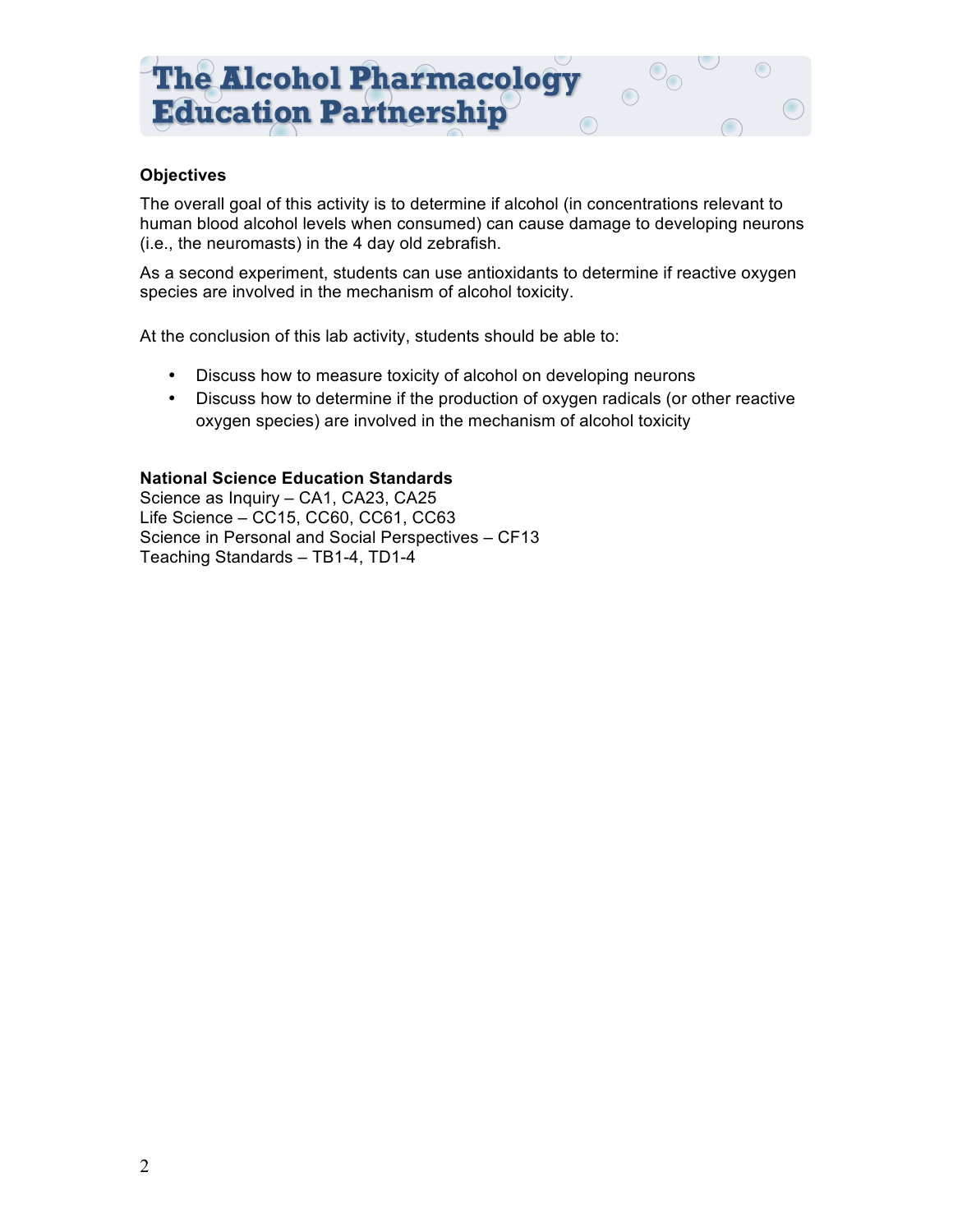**Objectives**

The overall goal of this activity is to determine if alcohol (in concentrations relevant to human blood alcohol levels when consumed) can cause damage to developing neurons (i.e., the neuromasts) in the 4 day old zebrafish.

As a second experiment, students can use antioxidants to determine if reactive oxygen species are involved in the mechanism of alcohol toxicity.

At the conclusion of this lab activity, students should be able to:

- Discuss how to measure toxicity of alcohol on developing neurons
- Discuss how to determine if the production of oxygen radicals (or other reactive oxygen species) are involved in the mechanism of alcohol toxicity

**National Science Education Standards**

Science as Inquiry – CA1, CA23, CA25
Life Science – CC15, CC60, CC61, CC63
Science in Personal and Social Perspectives – CF13
Teaching Standards – TB1-4, TD1-4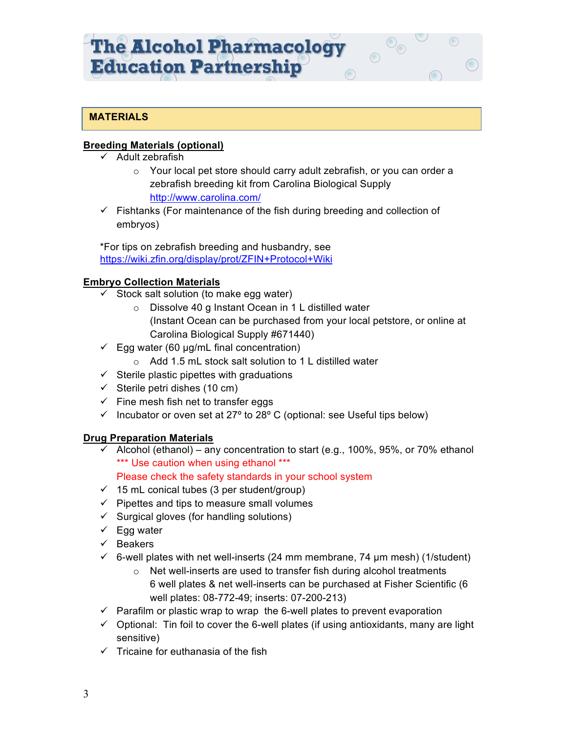## MATERIALS

**Breeding Materials (optional)**

- ✓ Adult zebrafish
  - Your local pet store should carry adult zebrafish, or you can order a zebrafish breeding kit from Carolina Biological Supply http://www.carolina.com/
- ✓ Fishtanks (For maintenance of the fish during breeding and collection of embryos)

*For tips on zebrafish breeding and husbandry, see https://wiki.zfin.org/display/prot/ZFIN+Protocol+Wiki

**Embryo Collection Materials**

- ✓ Stock salt solution (to make egg water)
  - Dissolve 40 g Instant Ocean in 1 L distilled water (Instant Ocean can be purchased from your local petstore, or online at Carolina Biological Supply #671440)
- ✓ Egg water (60 μg/mL final concentration)
  - Add 1.5 mL stock salt solution to 1 L distilled water
- ✓ Sterile plastic pipettes with graduations
- ✓ Sterile petri dishes (10 cm)
- ✓ Fine mesh fish net to transfer eggs
- ✓ Incubator or oven set at 27º to 28º C (optional: see Useful tips below)

**Drug Preparation Materials**

- ✓ Alcohol (ethanol) – any concentration to start (e.g., 100%, 95%, or 70% ethanol
  *** Use caution when using ethanol ***
  Please check the safety standards in your school system
- ✓ 15 mL conical tubes (3 per student/group)
- ✓ Pipettes and tips to measure small volumes
- ✓ Surgical gloves (for handling solutions)
- ✓ Egg water
- ✓ Beakers
- ✓ 6-well plates with net well-inserts (24 mm membrane, 74 μm mesh) (1/student)
  - Net well-inserts are used to transfer fish during alcohol treatments
    6 well plates & net well-inserts can be purchased at Fisher Scientific (6 well plates: 08-772-49; inserts: 07-200-213)
- ✓ Parafilm or plastic wrap to wrap the 6-well plates to prevent evaporation
- ✓ Optional: Tin foil to cover the 6-well plates (if using antioxidants, many are light sensitive)
- ✓ Tricaine for euthanasia of the fish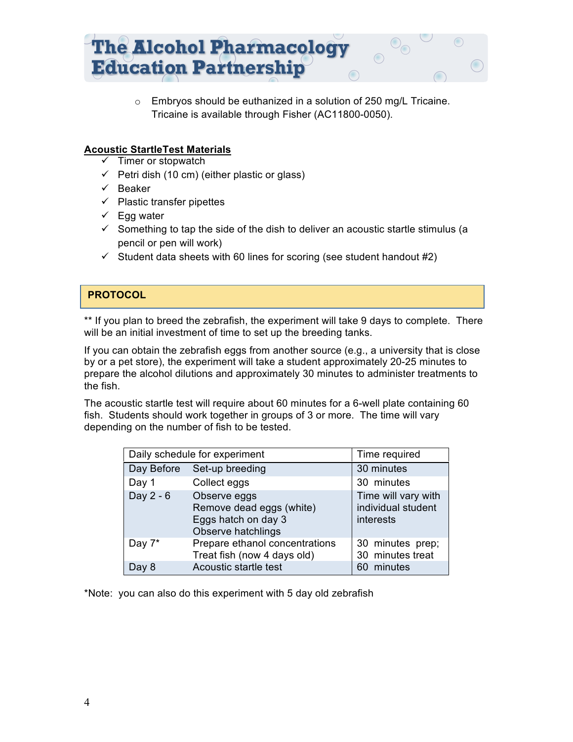- Embryos should be euthanized in a solution of 250 mg/L Tricaine. Tricaine is available through Fisher (AC11800-0050).

**Acoustic StartleTest Materials**

- ✓ Timer or stopwatch
- ✓ Petri dish (10 cm) (either plastic or glass)
- ✓ Beaker
- ✓ Plastic transfer pipettes
- ✓ Egg water
- ✓ Something to tap the side of the dish to deliver an acoustic startle stimulus (a pencil or pen will work)
- ✓ Student data sheets with 60 lines for scoring (see student handout #2)

## PROTOCOL

** If you plan to breed the zebrafish, the experiment will take 9 days to complete. There will be an initial investment of time to set up the breeding tanks.

If you can obtain the zebrafish eggs from another source (e.g., a university that is close by or a pet store), the experiment will take a student approximately 20-25 minutes to prepare the alcohol dilutions and approximately 30 minutes to administer treatments to the fish.

The acoustic startle test will require about 60 minutes for a 6-well plate containing 60 fish. Students should work together in groups of 3 or more. The time will vary depending on the number of fish to be tested.

| Daily schedule for experiment | | Time required |
|---|---|---|
| Day Before | Set-up breeding | 30 minutes |
| Day 1 | Collect eggs | 30 minutes |
| Day 2 - 6 | Observe eggs<br>Remove dead eggs (white)<br>Eggs hatch on day 3<br>Observe hatchlings | Time will vary with individual student interests |
| Day 7* | Prepare ethanol concentrations<br>Treat fish (now 4 days old) | 30 minutes prep;<br>30 minutes treat |
| Day 8 | Acoustic startle test | 60 minutes |

*Note: you can also do this experiment with 5 day old zebrafish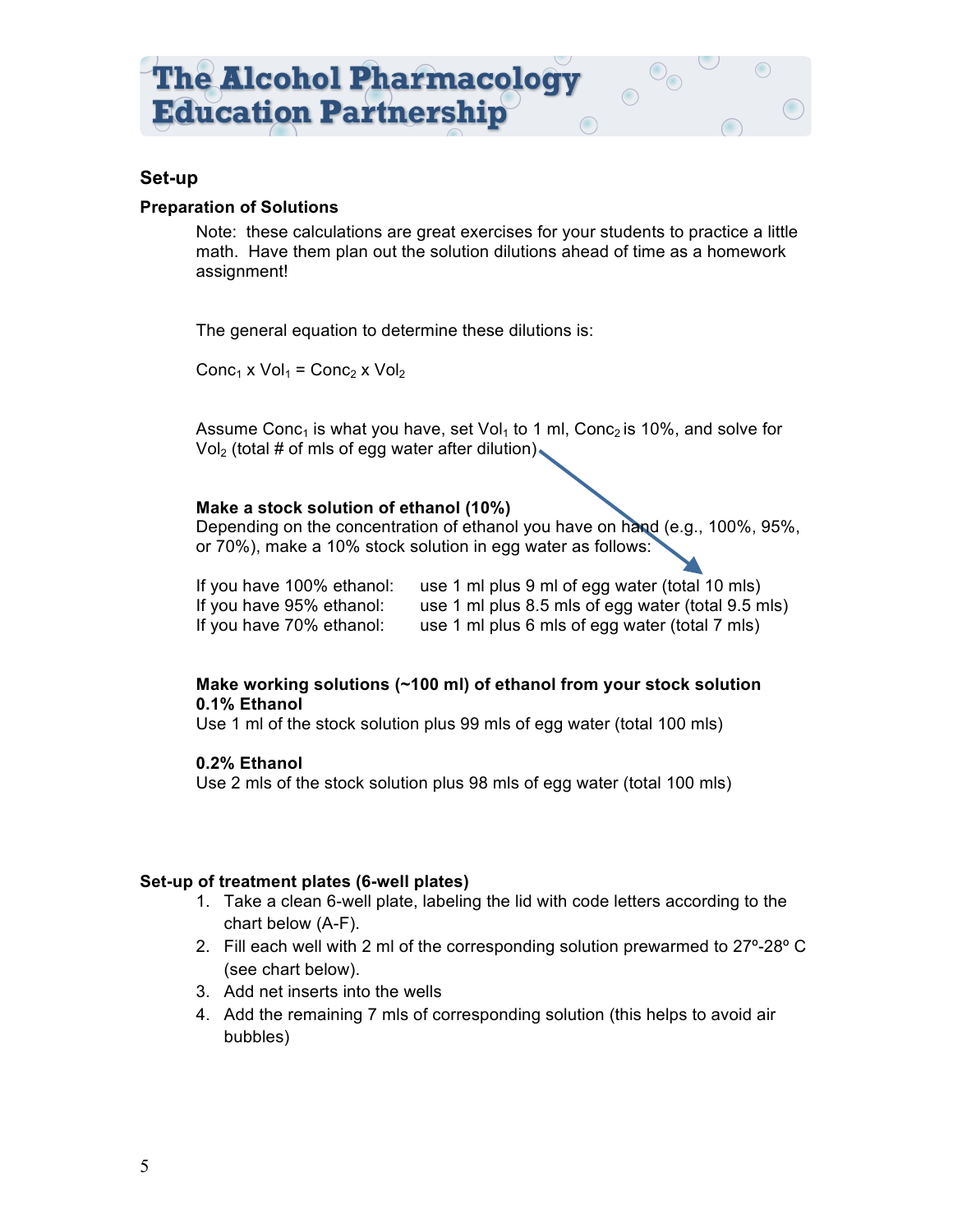## Set-up

### Preparation of Solutions

Note: these calculations are great exercises for your students to practice a little math. Have them plan out the solution dilutions ahead of time as a homework assignment!

The general equation to determine these dilutions is:

$Conc_1 \times Vol_1 = Conc_2 \times Vol_2$

Assume $Conc_1$ is what you have, set $Vol_1$ to 1 ml, $Conc_2$ is 10%, and solve for $Vol_2$ (total # of mls of egg water after dilution)

**Make a stock solution of ethanol (10%)**
Depending on the concentration of ethanol you have on hand (e.g., 100%, 95%, or 70%), make a 10% stock solution in egg water as follows:

| | |
|---|---|
| If you have 100% ethanol: | use 1 ml plus 9 ml of egg water (total 10 mls) |
| If you have 95% ethanol: | use 1 ml plus 8.5 mls of egg water (total 9.5 mls) |
| If you have 70% ethanol: | use 1 ml plus 6 mls of egg water (total 7 mls) |

**Make working solutions (~100 ml) of ethanol from your stock solution**

**0.1% Ethanol**
Use 1 ml of the stock solution plus 99 mls of egg water (total 100 mls)

**0.2% Ethanol**
Use 2 mls of the stock solution plus 98 mls of egg water (total 100 mls)

### Set-up of treatment plates (6-well plates)

1. Take a clean 6-well plate, labeling the lid with code letters according to the chart below (A-F).
2. Fill each well with 2 ml of the corresponding solution prewarmed to 27º-28º C (see chart below).
3. Add net inserts into the wells
4. Add the remaining 7 mls of corresponding solution (this helps to avoid air bubbles)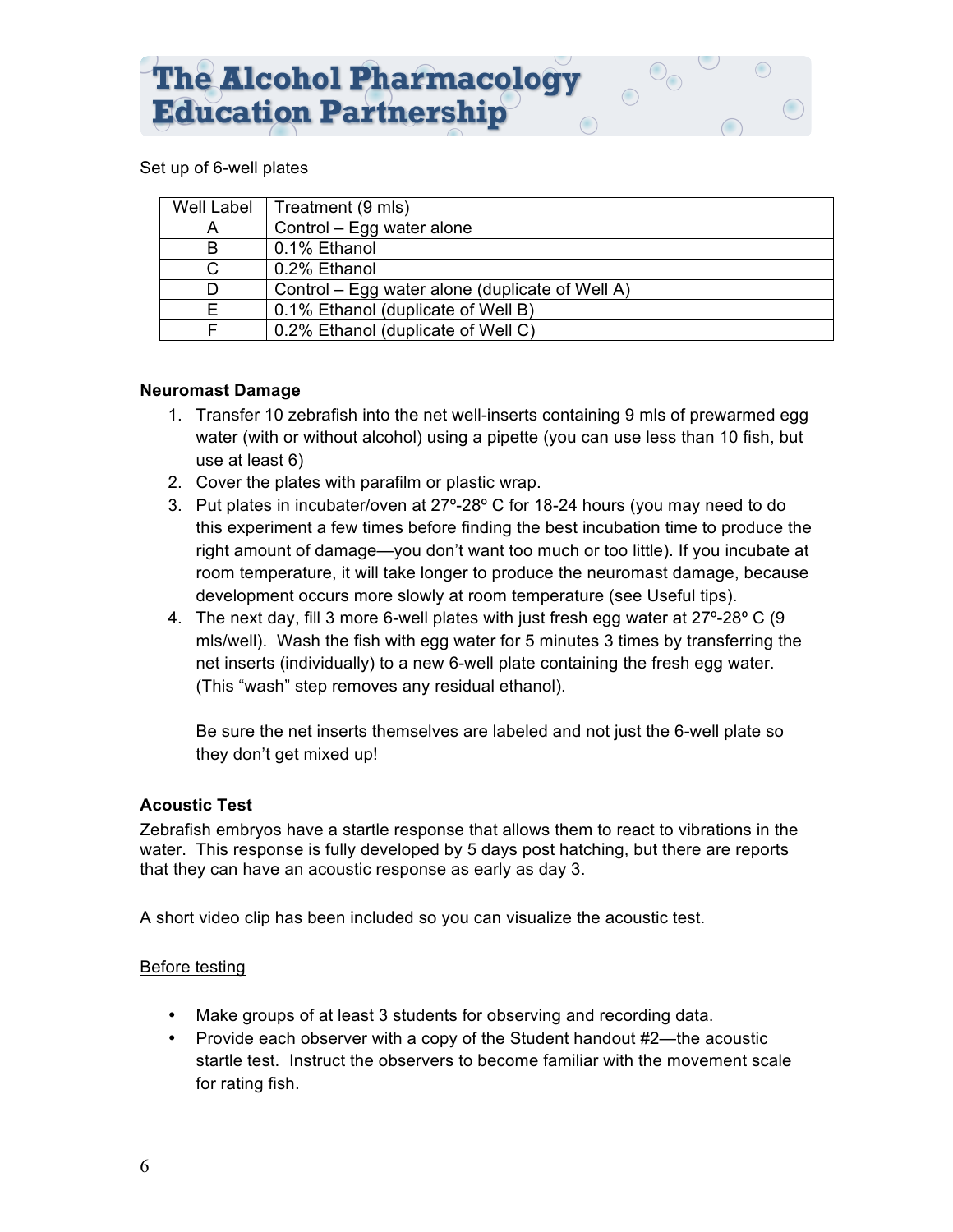Set up of 6-well plates

| Well Label | Treatment (9 mls) |
| --- | --- |
| A | Control – Egg water alone |
| B | 0.1% Ethanol |
| C | 0.2% Ethanol |
| D | Control – Egg water alone (duplicate of Well A) |
| E | 0.1% Ethanol (duplicate of Well B) |
| F | 0.2% Ethanol (duplicate of Well C) |

**Neuromast Damage**

1. Transfer 10 zebrafish into the net well-inserts containing 9 mls of prewarmed egg water (with or without alcohol) using a pipette (you can use less than 10 fish, but use at least 6)
2. Cover the plates with parafilm or plastic wrap.
3. Put plates in incubater/oven at 27º-28º C for 18-24 hours (you may need to do this experiment a few times before finding the best incubation time to produce the right amount of damage—you don't want too much or too little). If you incubate at room temperature, it will take longer to produce the neuromast damage, because development occurs more slowly at room temperature (see Useful tips).
4. The next day, fill 3 more 6-well plates with just fresh egg water at 27º-28º C (9 mls/well). Wash the fish with egg water for 5 minutes 3 times by transferring the net inserts (individually) to a new 6-well plate containing the fresh egg water. (This "wash" step removes any residual ethanol).

   Be sure the net inserts themselves are labeled and not just the 6-well plate so they don't get mixed up!

**Acoustic Test**

Zebrafish embryos have a startle response that allows them to react to vibrations in the water. This response is fully developed by 5 days post hatching, but there are reports that they can have an acoustic response as early as day 3.

A short video clip has been included so you can visualize the acoustic test.

<u>Before testing</u>

- Make groups of at least 3 students for observing and recording data.
- Provide each observer with a copy of the Student handout #2—the acoustic startle test. Instruct the observers to become familiar with the movement scale for rating fish.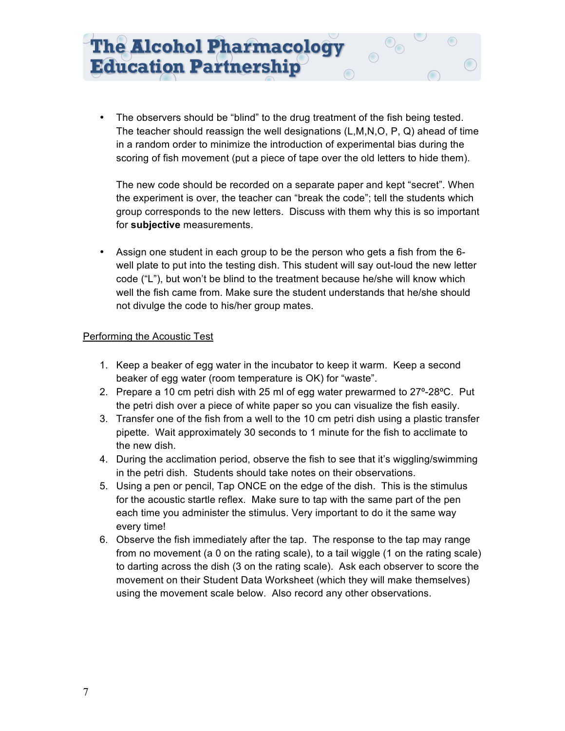- The observers should be "blind" to the drug treatment of the fish being tested. The teacher should reassign the well designations (L,M,N,O, P, Q) ahead of time in a random order to minimize the introduction of experimental bias during the scoring of fish movement (put a piece of tape over the old letters to hide them).

  The new code should be recorded on a separate paper and kept "secret". When the experiment is over, the teacher can "break the code"; tell the students which group corresponds to the new letters. Discuss with them why this is so important for **subjective** measurements.

- Assign one student in each group to be the person who gets a fish from the 6-well plate to put into the testing dish. This student will say out-loud the new letter code ("L"), but won't be blind to the treatment because he/she will know which well the fish came from. Make sure the student understands that he/she should not divulge the code to his/her group mates.

<u>Performing the Acoustic Test</u>

1. Keep a beaker of egg water in the incubator to keep it warm. Keep a second beaker of egg water (room temperature is OK) for "waste".
2. Prepare a 10 cm petri dish with 25 ml of egg water prewarmed to 27º-28ºC. Put the petri dish over a piece of white paper so you can visualize the fish easily.
3. Transfer one of the fish from a well to the 10 cm petri dish using a plastic transfer pipette. Wait approximately 30 seconds to 1 minute for the fish to acclimate to the new dish.
4. During the acclimation period, observe the fish to see that it's wiggling/swimming in the petri dish. Students should take notes on their observations.
5. Using a pen or pencil, Tap ONCE on the edge of the dish. This is the stimulus for the acoustic startle reflex. Make sure to tap with the same part of the pen each time you administer the stimulus. Very important to do it the same way every time!
6. Observe the fish immediately after the tap. The response to the tap may range from no movement (a 0 on the rating scale), to a tail wiggle (1 on the rating scale) to darting across the dish (3 on the rating scale). Ask each observer to score the movement on their Student Data Worksheet (which they will make themselves) using the movement scale below. Also record any other observations.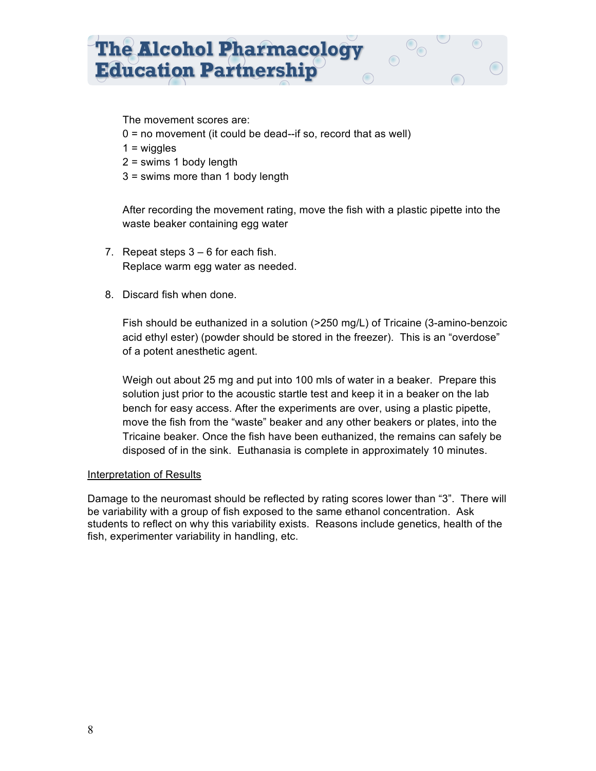The movement scores are:

0 = no movement (it could be dead--if so, record that as well)
1 = wiggles
2 = swims 1 body length
3 = swims more than 1 body length

After recording the movement rating, move the fish with a plastic pipette into the waste beaker containing egg water

7. Repeat steps 3 – 6 for each fish.
   Replace warm egg water as needed.

8. Discard fish when done.

   Fish should be euthanized in a solution (>250 mg/L) of Tricaine (3-amino-benzoic acid ethyl ester) (powder should be stored in the freezer). This is an "overdose" of a potent anesthetic agent.

   Weigh out about 25 mg and put into 100 mls of water in a beaker. Prepare this solution just prior to the acoustic startle test and keep it in a beaker on the lab bench for easy access. After the experiments are over, using a plastic pipette, move the fish from the "waste" beaker and any other beakers or plates, into the Tricaine beaker. Once the fish have been euthanized, the remains can safely be disposed of in the sink. Euthanasia is complete in approximately 10 minutes.

<u>Interpretation of Results</u>

Damage to the neuromast should be reflected by rating scores lower than "3". There will be variability with a group of fish exposed to the same ethanol concentration. Ask students to reflect on why this variability exists. Reasons include genetics, health of the fish, experimenter variability in handling, etc.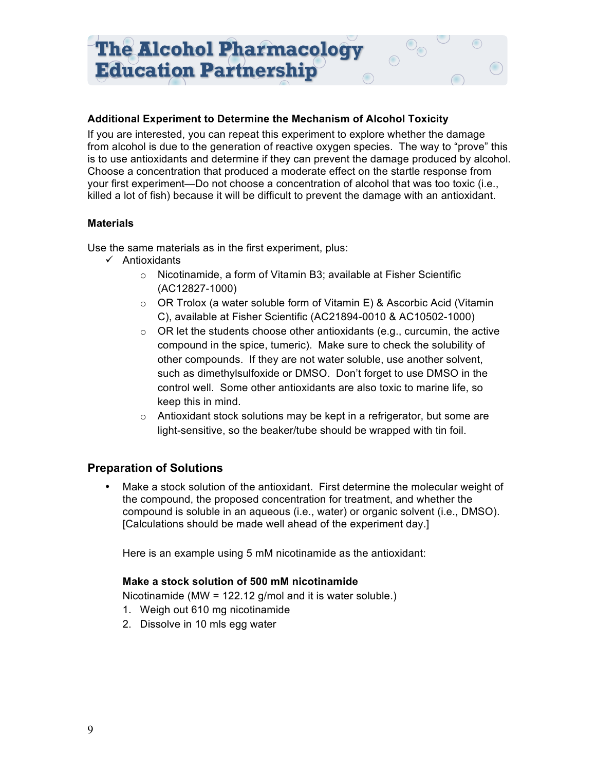**Additional Experiment to Determine the Mechanism of Alcohol Toxicity**

If you are interested, you can repeat this experiment to explore whether the damage from alcohol is due to the generation of reactive oxygen species. The way to "prove" this is to use antioxidants and determine if they can prevent the damage produced by alcohol. Choose a concentration that produced a moderate effect on the startle response from your first experiment—Do not choose a concentration of alcohol that was too toxic (i.e., killed a lot of fish) because it will be difficult to prevent the damage with an antioxidant.

**Materials**

Use the same materials as in the first experiment, plus:

- ✓ Antioxidants
  - Nicotinamide, a form of Vitamin B3; available at Fisher Scientific (AC12827-1000)
  - OR Trolox (a water soluble form of Vitamin E) & Ascorbic Acid (Vitamin C), available at Fisher Scientific (AC21894-0010 & AC10502-1000)
  - OR let the students choose other antioxidants (e.g., curcumin, the active compound in the spice, tumeric). Make sure to check the solubility of other compounds. If they are not water soluble, use another solvent, such as dimethylsulfoxide or DMSO. Don't forget to use DMSO in the control well. Some other antioxidants are also toxic to marine life, so keep this in mind.
  - Antioxidant stock solutions may be kept in a refrigerator, but some are light-sensitive, so the beaker/tube should be wrapped with tin foil.

## Preparation of Solutions

- Make a stock solution of the antioxidant. First determine the molecular weight of the compound, the proposed concentration for treatment, and whether the compound is soluble in an aqueous (i.e., water) or organic solvent (i.e., DMSO). [Calculations should be made well ahead of the experiment day.]

  Here is an example using 5 mM nicotinamide as the antioxidant:

  **Make a stock solution of 500 mM nicotinamide**

  Nicotinamide (MW = 122.12 g/mol and it is water soluble.)

  1. Weigh out 610 mg nicotinamide
  2. Dissolve in 10 mls egg water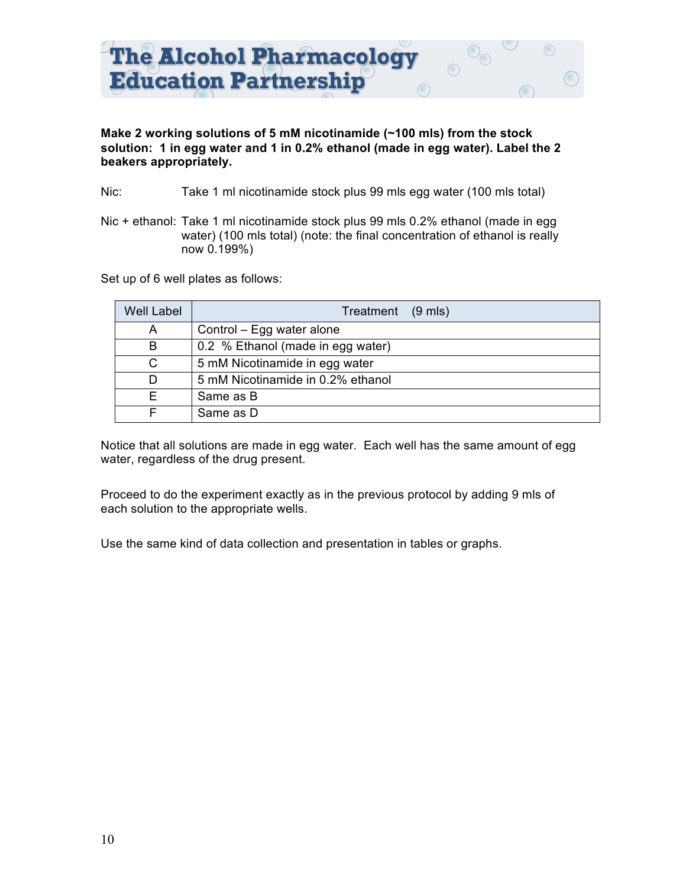**Make 2 working solutions of 5 mM nicotinamide (~100 mls) from the stock solution: 1 in egg water and 1 in 0.2% ethanol (made in egg water). Label the 2 beakers appropriately.**

Nic: Take 1 ml nicotinamide stock plus 99 mls egg water (100 mls total)

Nic + ethanol: Take 1 ml nicotinamide stock plus 99 mls 0.2% ethanol (made in egg water) (100 mls total) (note: the final concentration of ethanol is really now 0.199%)

Set up of 6 well plates as follows:

| Well Label | Treatment (9 mls) |
|---|---|
| A | Control – Egg water alone |
| B | 0.2 % Ethanol (made in egg water) |
| C | 5 mM Nicotinamide in egg water |
| D | 5 mM Nicotinamide in 0.2% ethanol |
| E | Same as B |
| F | Same as D |

Notice that all solutions are made in egg water. Each well has the same amount of egg water, regardless of the drug present.

Proceed to do the experiment exactly as in the previous protocol by adding 9 mls of each solution to the appropriate wells.

Use the same kind of data collection and presentation in tables or graphs.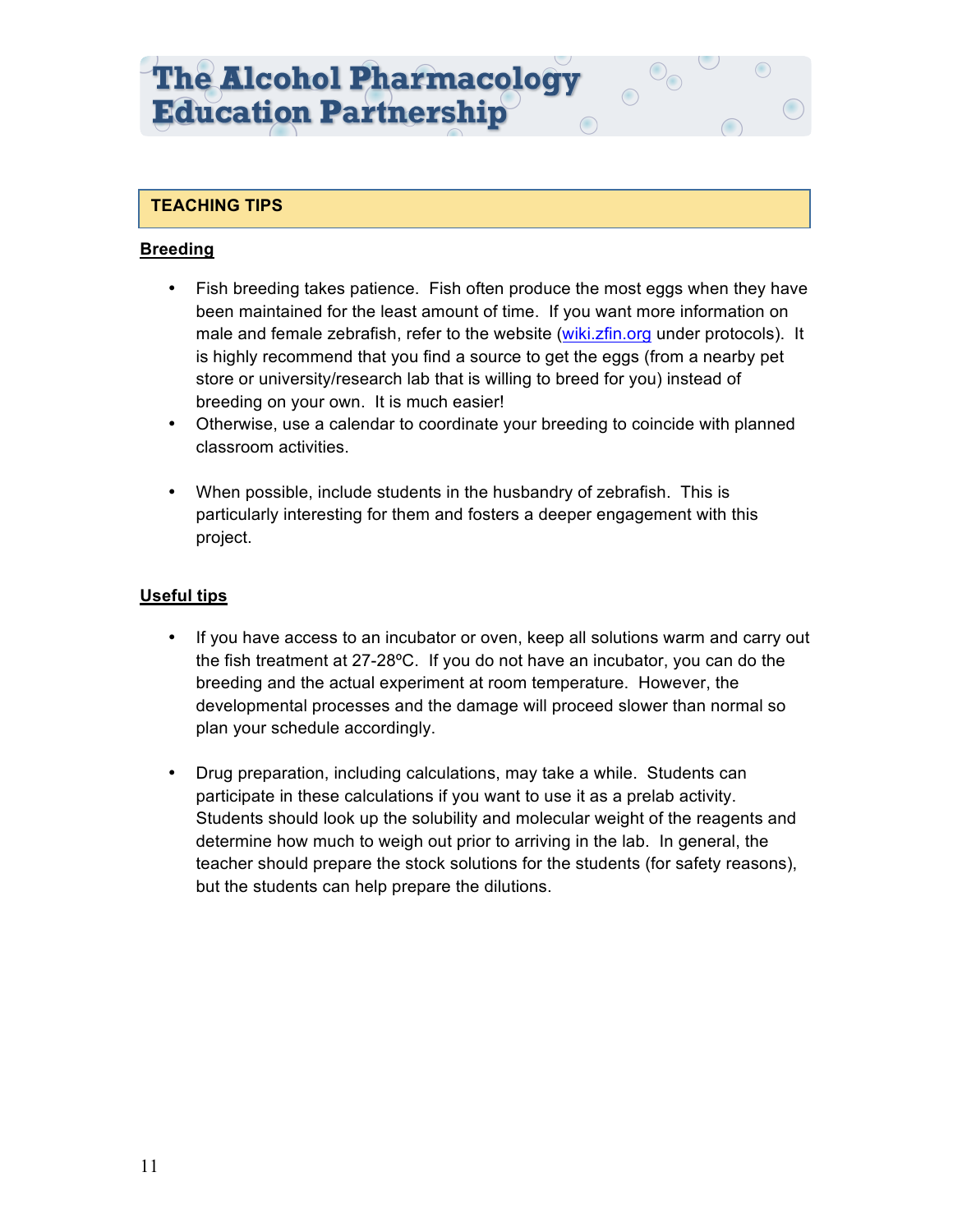## TEACHING TIPS

**Breeding**

- Fish breeding takes patience. Fish often produce the most eggs when they have been maintained for the least amount of time. If you want more information on male and female zebrafish, refer to the website (wiki.zfin.org under protocols). It is highly recommend that you find a source to get the eggs (from a nearby pet store or university/research lab that is willing to breed for you) instead of breeding on your own. It is much easier!
- Otherwise, use a calendar to coordinate your breeding to coincide with planned classroom activities.
- When possible, include students in the husbandry of zebrafish. This is particularly interesting for them and fosters a deeper engagement with this project.

**Useful tips**

- If you have access to an incubator or oven, keep all solutions warm and carry out the fish treatment at 27-28ºC. If you do not have an incubator, you can do the breeding and the actual experiment at room temperature. However, the developmental processes and the damage will proceed slower than normal so plan your schedule accordingly.
- Drug preparation, including calculations, may take a while. Students can participate in these calculations if you want to use it as a prelab activity. Students should look up the solubility and molecular weight of the reagents and determine how much to weigh out prior to arriving in the lab. In general, the teacher should prepare the stock solutions for the students (for safety reasons), but the students can help prepare the dilutions.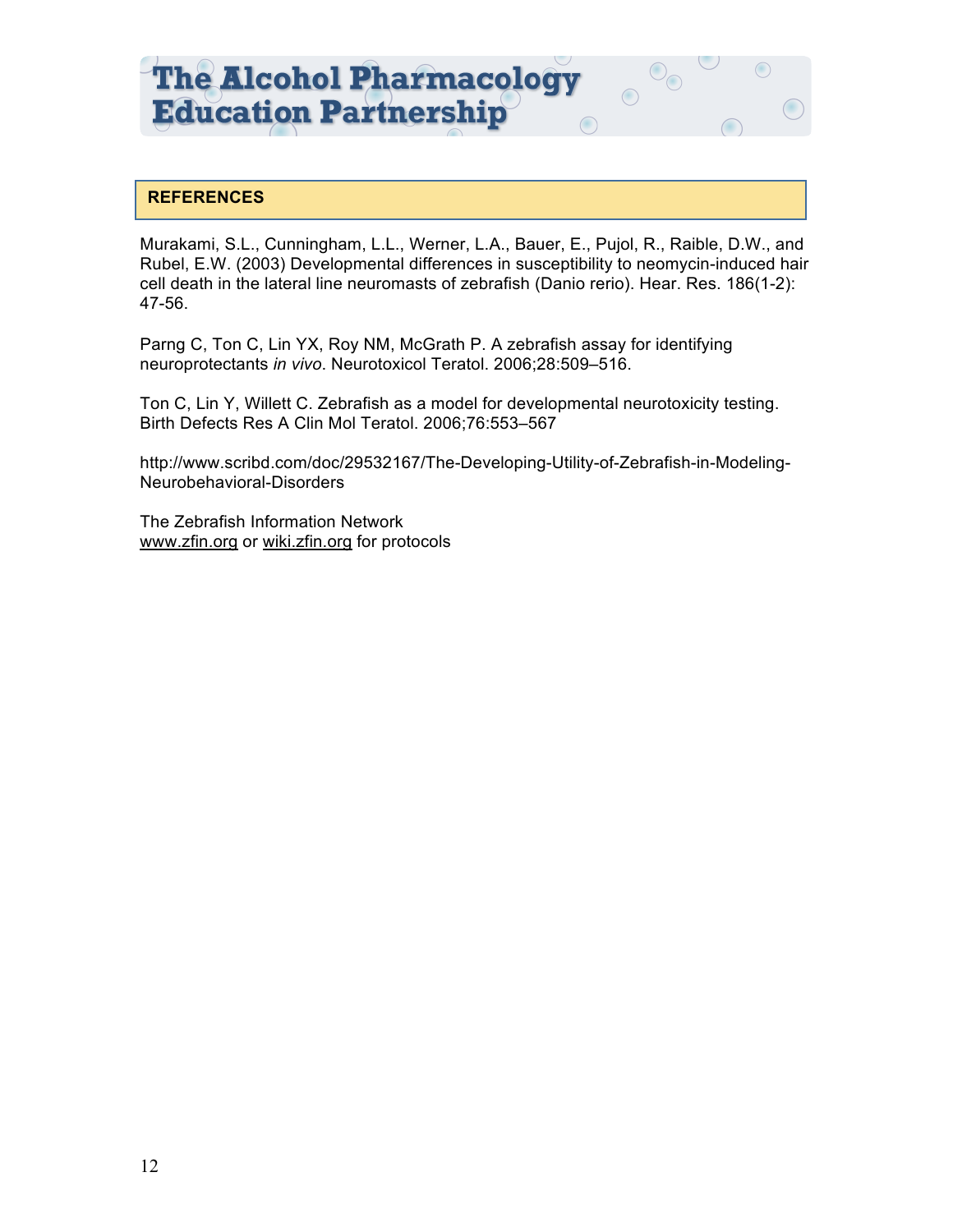## REFERENCES

Murakami, S.L., Cunningham, L.L., Werner, L.A., Bauer, E., Pujol, R., Raible, D.W., and Rubel, E.W. (2003) Developmental differences in susceptibility to neomycin-induced hair cell death in the lateral line neuromasts of zebrafish (Danio rerio). Hear. Res. 186(1-2): 47-56.

Parng C, Ton C, Lin YX, Roy NM, McGrath P. A zebrafish assay for identifying neuroprotectants *in vivo*. Neurotoxicol Teratol. 2006;28:509–516.

Ton C, Lin Y, Willett C. Zebrafish as a model for developmental neurotoxicity testing. Birth Defects Res A Clin Mol Teratol. 2006;76:553–567

http://www.scribd.com/doc/29532167/The-Developing-Utility-of-Zebrafish-in-Modeling-Neurobehavioral-Disorders

The Zebrafish Information Network
www.zfin.org or wiki.zfin.org for protocols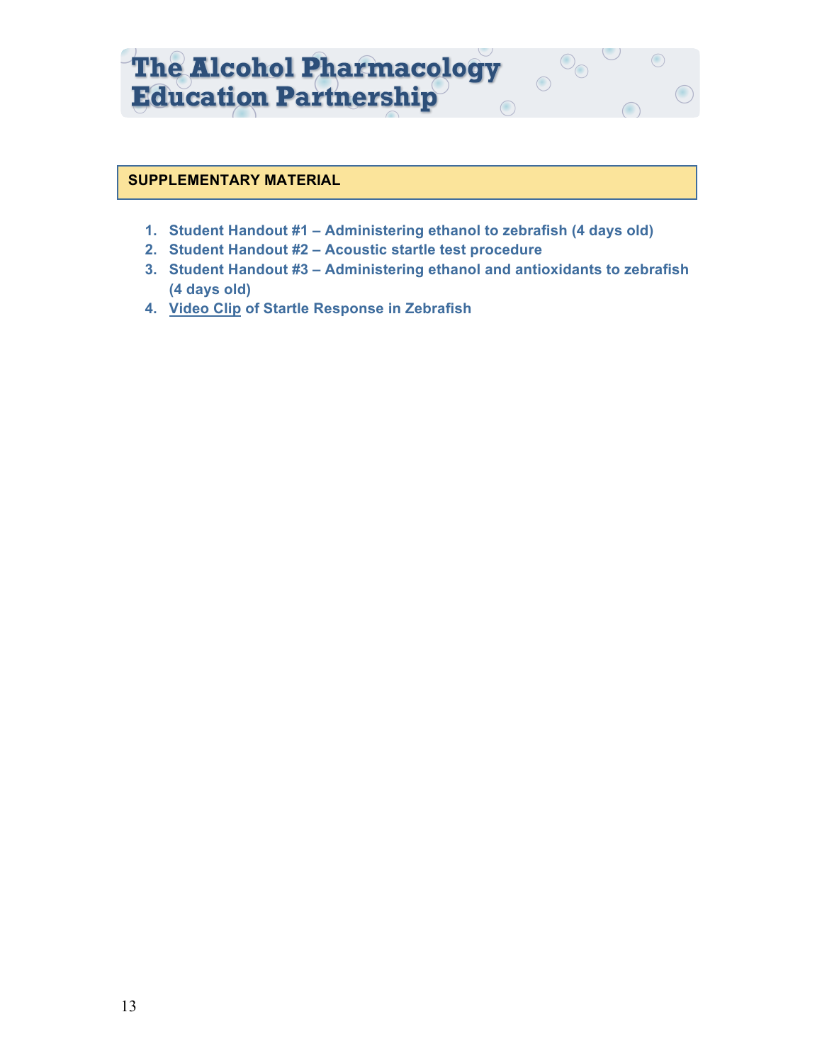# The Alcohol Pharmacology Education Partnership

## SUPPLEMENTARY MATERIAL

1. **Student Handout #1 – Administering ethanol to zebrafish (4 days old)**
2. **Student Handout #2 – Acoustic startle test procedure**
3. **Student Handout #3 – Administering ethanol and antioxidants to zebrafish (4 days old)**
4. **Video Clip of Startle Response in Zebrafish**